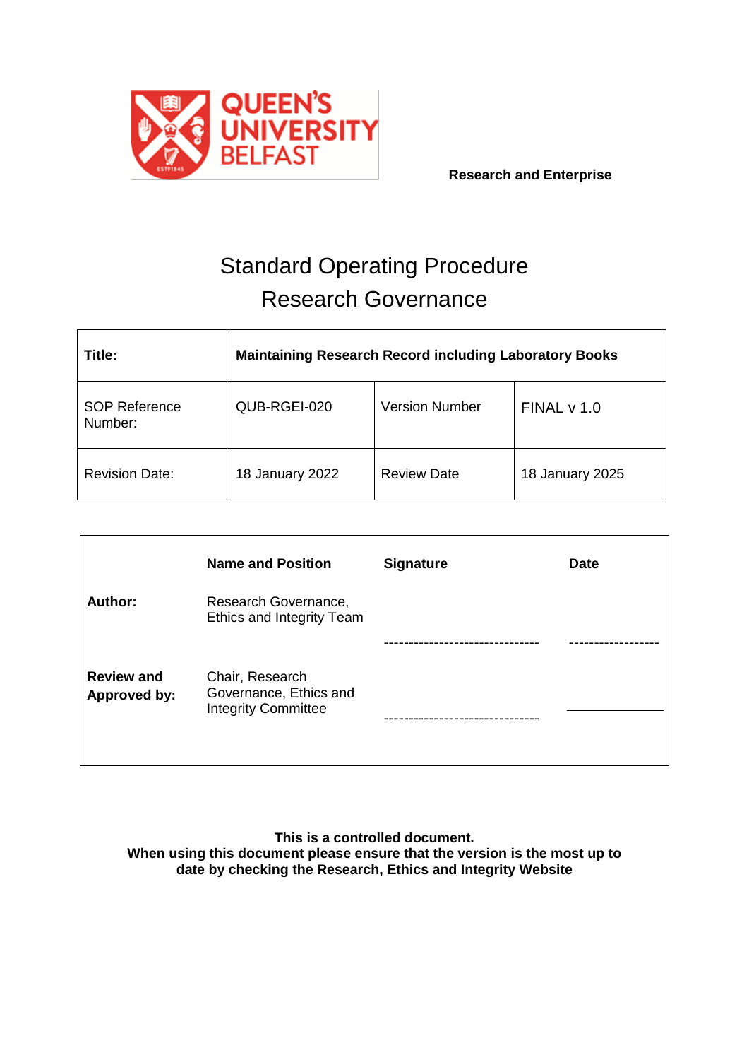**Research and Enterprise**

# Standard Operating Procedure
# Research Governance

| Title: | Maintaining Research Record including Laboratory Books | | |
|---|---|---|---|
| SOP Reference Number: | QUB-RGEI-020 | Version Number | FINAL v 1.0 |
| Revision Date: | 18 January 2022 | Review Date | 18 January 2025 |

| | Name and Position | Signature | Date |
|---|---|---|---|
| Author: | Research Governance, Ethics and Integrity Team | ------------------------------- | ------------------ |
| Review and Approved by: | Chair, Research Governance, Ethics and Integrity Committee | ------------------------------- | ________ |

**This is a controlled document.**
**When using this document please ensure that the version is the most up to date by checking the Research, Ethics and Integrity Website**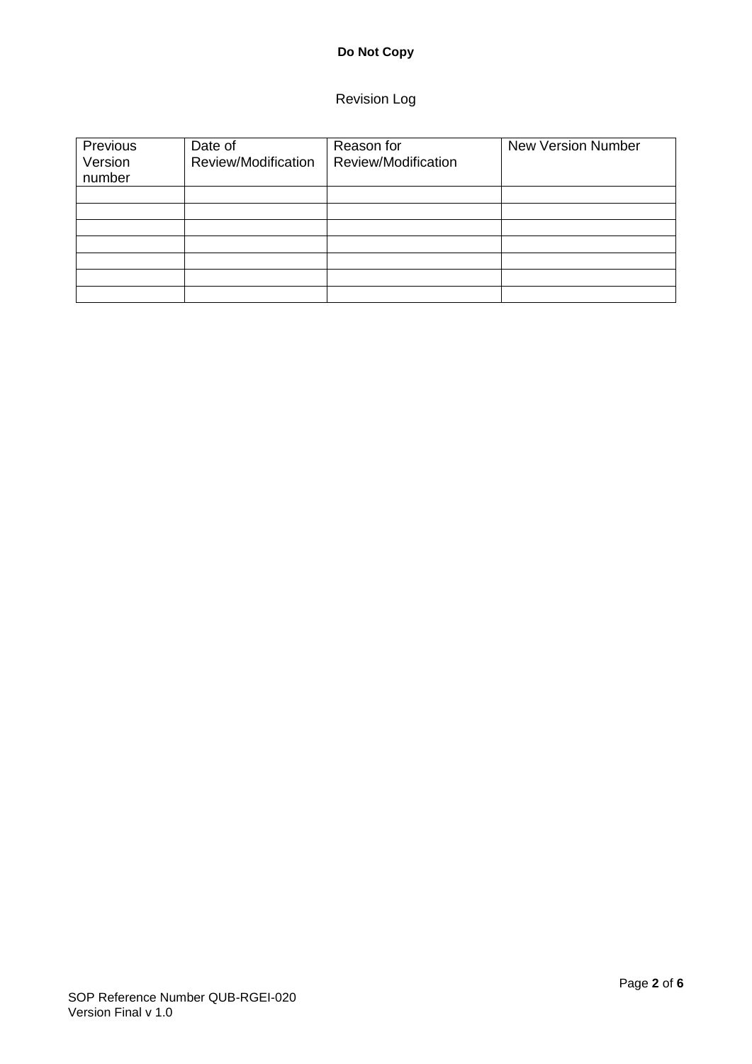**Do Not Copy**

## Revision Log

| Previous Version number | Date of Review/Modification | Reason for Review/Modification | New Version Number |
|---|---|---|---|
| | | | |
| | | | |
| | | | |
| | | | |
| | | | |
| | | | |
| | | | |

SOP Reference Number QUB-RGEI-020
Version Final v 1.0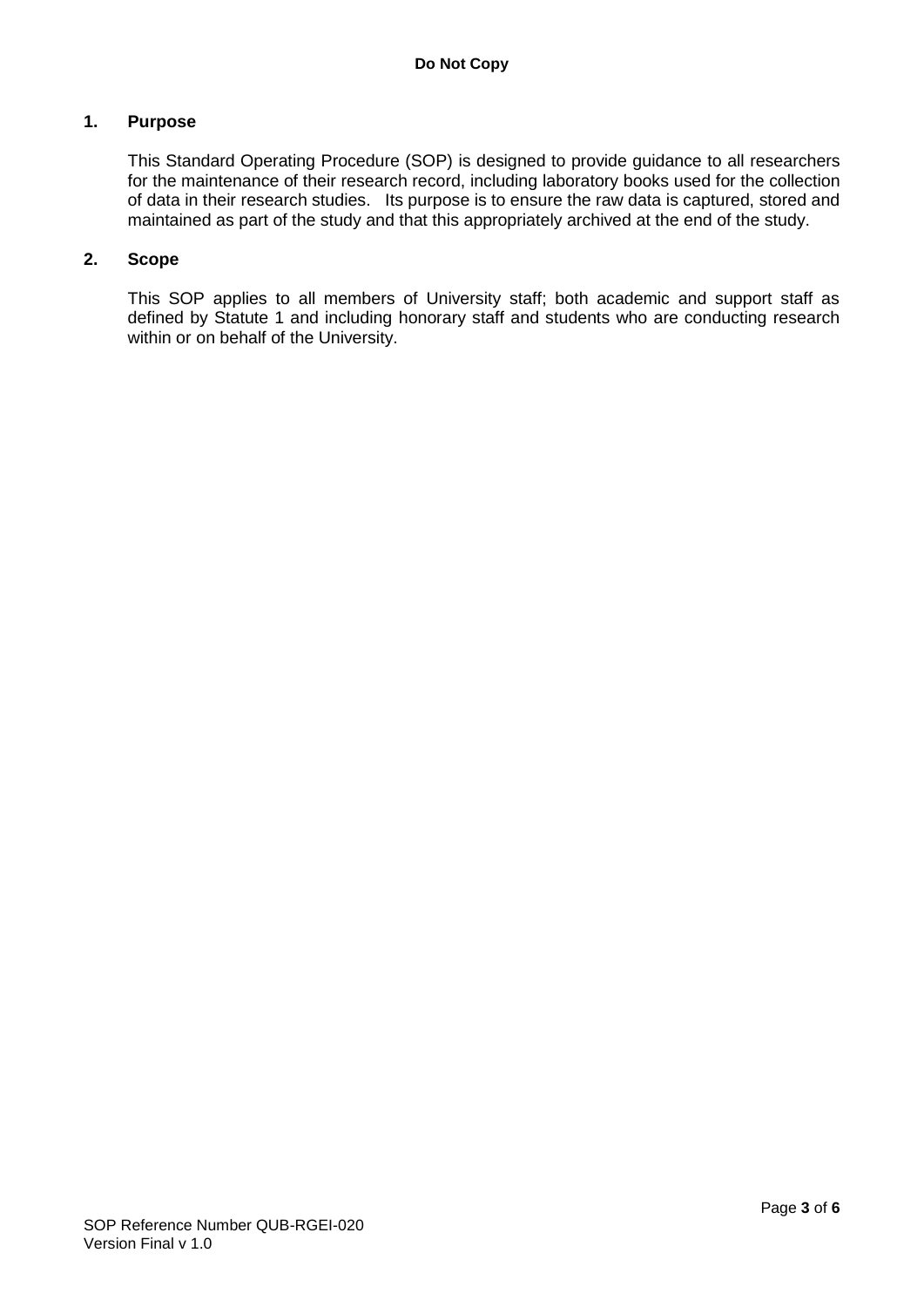## 1. Purpose

This Standard Operating Procedure (SOP) is designed to provide guidance to all researchers for the maintenance of their research record, including laboratory books used for the collection of data in their research studies. Its purpose is to ensure the raw data is captured, stored and maintained as part of the study and that this appropriately archived at the end of the study.

## 2. Scope

This SOP applies to all members of University staff; both academic and support staff as defined by Statute 1 and including honorary staff and students who are conducting research within or on behalf of the University.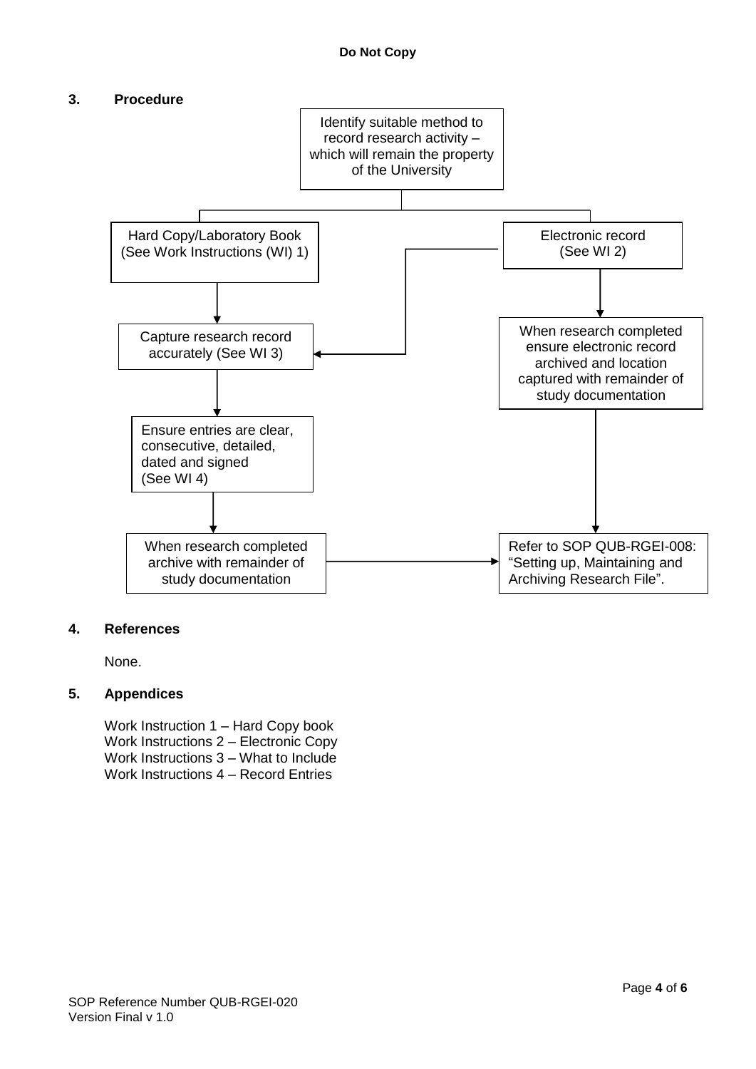**Do Not Copy**

## 3. Procedure

Identify suitable method to record research activity – which will remain the property of the University

Hard Copy/Laboratory Book (See Work Instructions (WI) 1)

Electronic record (See WI 2)

Capture research record accurately (See WI 3)

When research completed ensure electronic record archived and location captured with remainder of study documentation

Ensure entries are clear, consecutive, detailed, dated and signed (See WI 4)

When research completed archive with remainder of study documentation

Refer to SOP QUB-RGEI-008: "Setting up, Maintaining and Archiving Research File".

## 4. References

None.

## 5. Appendices

Work Instruction 1 – Hard Copy book
Work Instructions 2 – Electronic Copy
Work Instructions 3 – What to Include
Work Instructions 4 – Record Entries

SOP Reference Number QUB-RGEI-020
Version Final v 1.0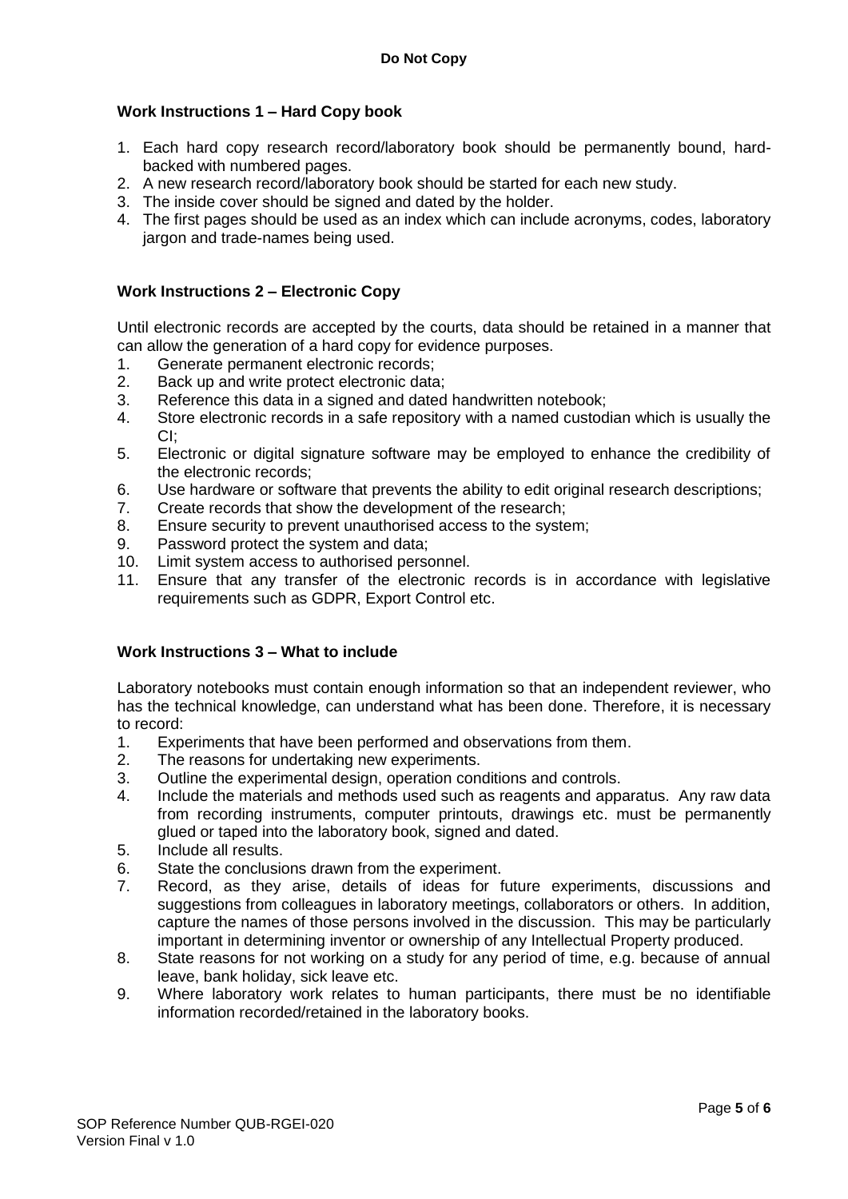**Do Not Copy**

## Work Instructions 1 – Hard Copy book

1. Each hard copy research record/laboratory book should be permanently bound, hard-backed with numbered pages.
2. A new research record/laboratory book should be started for each new study.
3. The inside cover should be signed and dated by the holder.
4. The first pages should be used as an index which can include acronyms, codes, laboratory jargon and trade-names being used.

## Work Instructions 2 – Electronic Copy

Until electronic records are accepted by the courts, data should be retained in a manner that can allow the generation of a hard copy for evidence purposes.

1. Generate permanent electronic records;
2. Back up and write protect electronic data;
3. Reference this data in a signed and dated handwritten notebook;
4. Store electronic records in a safe repository with a named custodian which is usually the CI;
5. Electronic or digital signature software may be employed to enhance the credibility of the electronic records;
6. Use hardware or software that prevents the ability to edit original research descriptions;
7. Create records that show the development of the research;
8. Ensure security to prevent unauthorised access to the system;
9. Password protect the system and data;
10. Limit system access to authorised personnel.
11. Ensure that any transfer of the electronic records is in accordance with legislative requirements such as GDPR, Export Control etc.

## Work Instructions 3 – What to include

Laboratory notebooks must contain enough information so that an independent reviewer, who has the technical knowledge, can understand what has been done. Therefore, it is necessary to record:

1. Experiments that have been performed and observations from them.
2. The reasons for undertaking new experiments.
3. Outline the experimental design, operation conditions and controls.
4. Include the materials and methods used such as reagents and apparatus. Any raw data from recording instruments, computer printouts, drawings etc. must be permanently glued or taped into the laboratory book, signed and dated.
5. Include all results.
6. State the conclusions drawn from the experiment.
7. Record, as they arise, details of ideas for future experiments, discussions and suggestions from colleagues in laboratory meetings, collaborators or others. In addition, capture the names of those persons involved in the discussion. This may be particularly important in determining inventor or ownership of any Intellectual Property produced.
8. State reasons for not working on a study for any period of time, e.g. because of annual leave, bank holiday, sick leave etc.
9. Where laboratory work relates to human participants, there must be no identifiable information recorded/retained in the laboratory books.

SOP Reference Number QUB-RGEI-020
Version Final v 1.0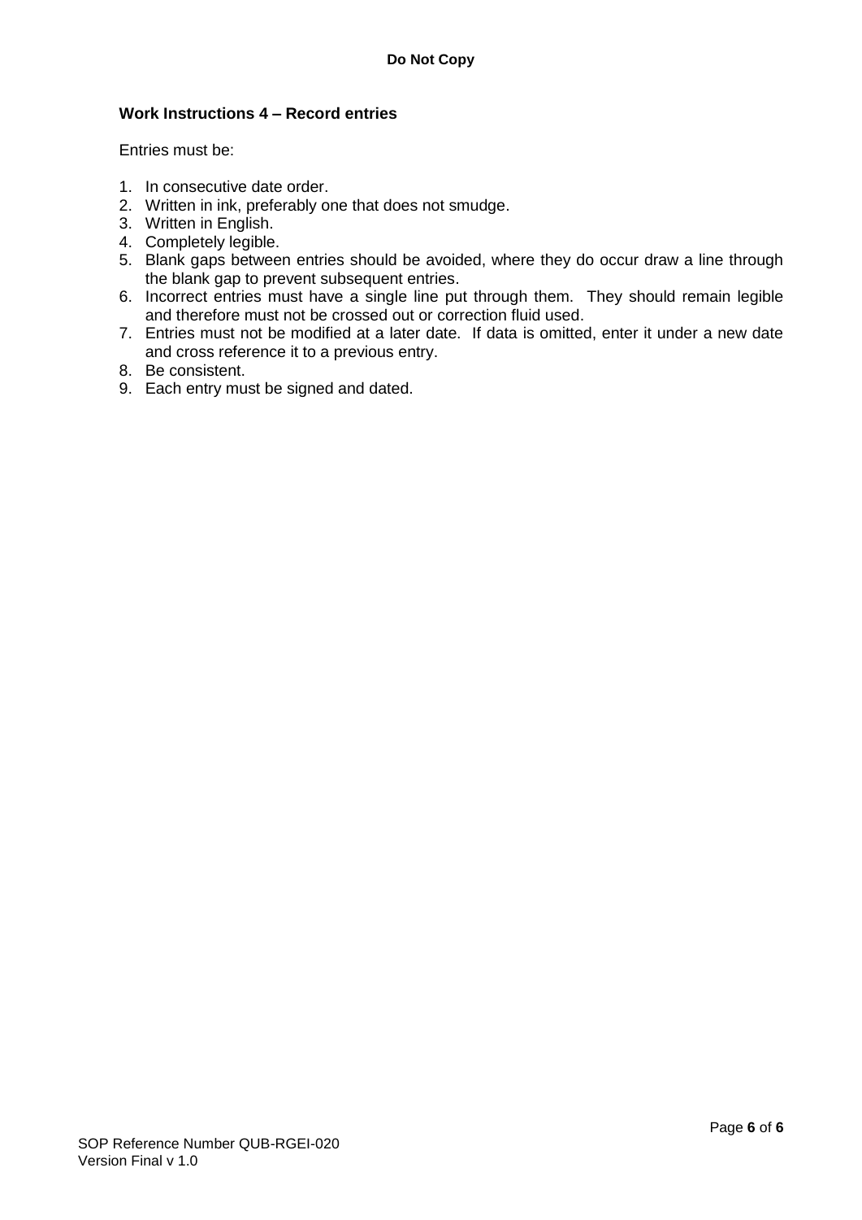**Work Instructions 4 – Record entries**

Entries must be:

1. In consecutive date order.
2. Written in ink, preferably one that does not smudge.
3. Written in English.
4. Completely legible.
5. Blank gaps between entries should be avoided, where they do occur draw a line through the blank gap to prevent subsequent entries.
6. Incorrect entries must have a single line put through them. They should remain legible and therefore must not be crossed out or correction fluid used.
7. Entries must not be modified at a later date. If data is omitted, enter it under a new date and cross reference it to a previous entry.
8. Be consistent.
9. Each entry must be signed and dated.